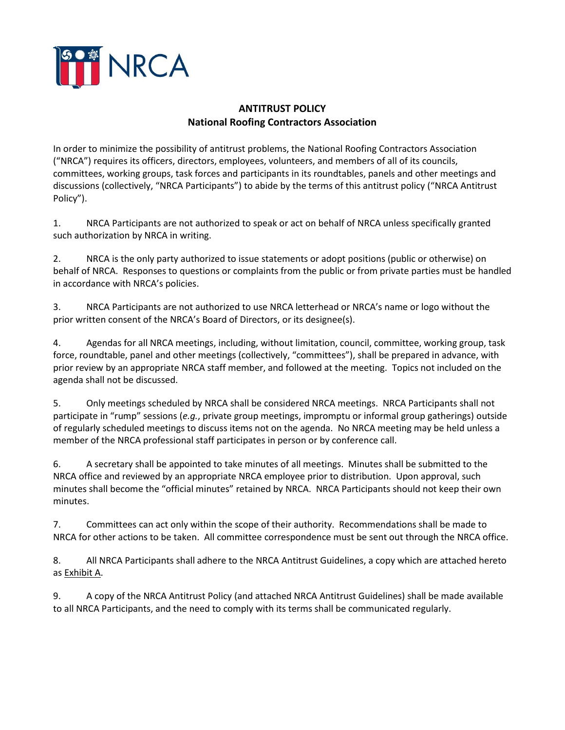NRCA

# ANTITRUST POLICY
## National Roofing Contractors Association

In order to minimize the possibility of antitrust problems, the National Roofing Contractors Association ("NRCA") requires its officers, directors, employees, volunteers, and members of all of its councils, committees, working groups, task forces and participants in its roundtables, panels and other meetings and discussions (collectively, "NRCA Participants") to abide by the terms of this antitrust policy ("NRCA Antitrust Policy").

1. NRCA Participants are not authorized to speak or act on behalf of NRCA unless specifically granted such authorization by NRCA in writing.

2. NRCA is the only party authorized to issue statements or adopt positions (public or otherwise) on behalf of NRCA. Responses to questions or complaints from the public or from private parties must be handled in accordance with NRCA's policies.

3. NRCA Participants are not authorized to use NRCA letterhead or NRCA's name or logo without the prior written consent of the NRCA's Board of Directors, or its designee(s).

4. Agendas for all NRCA meetings, including, without limitation, council, committee, working group, task force, roundtable, panel and other meetings (collectively, "committees"), shall be prepared in advance, with prior review by an appropriate NRCA staff member, and followed at the meeting. Topics not included on the agenda shall not be discussed.

5. Only meetings scheduled by NRCA shall be considered NRCA meetings. NRCA Participants shall not participate in "rump" sessions (*e.g.*, private group meetings, impromptu or informal group gatherings) outside of regularly scheduled meetings to discuss items not on the agenda. No NRCA meeting may be held unless a member of the NRCA professional staff participates in person or by conference call.

6. A secretary shall be appointed to take minutes of all meetings. Minutes shall be submitted to the NRCA office and reviewed by an appropriate NRCA employee prior to distribution. Upon approval, such minutes shall become the "official minutes" retained by NRCA. NRCA Participants should not keep their own minutes.

7. Committees can act only within the scope of their authority. Recommendations shall be made to NRCA for other actions to be taken. All committee correspondence must be sent out through the NRCA office.

8. All NRCA Participants shall adhere to the NRCA Antitrust Guidelines, a copy which are attached hereto as Exhibit A.

9. A copy of the NRCA Antitrust Policy (and attached NRCA Antitrust Guidelines) shall be made available to all NRCA Participants, and the need to comply with its terms shall be communicated regularly.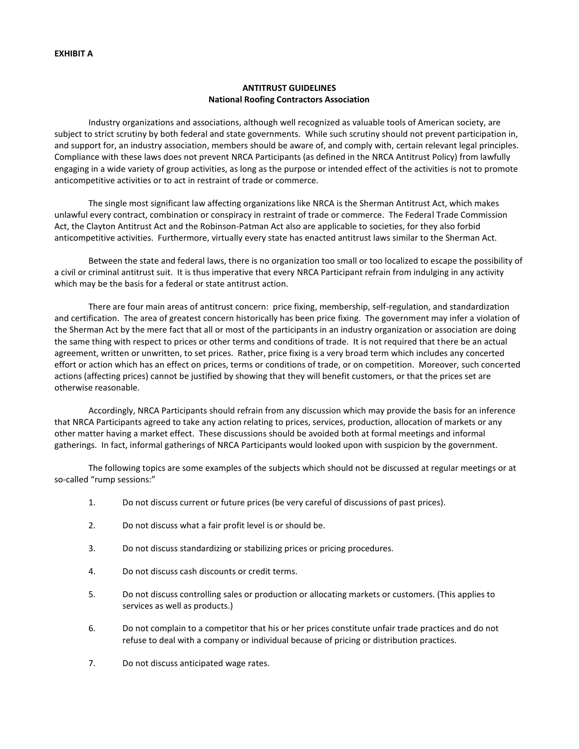**EXHIBIT A**

**ANTITRUST GUIDELINES**
**National Roofing Contractors Association**

Industry organizations and associations, although well recognized as valuable tools of American society, are subject to strict scrutiny by both federal and state governments. While such scrutiny should not prevent participation in, and support for, an industry association, members should be aware of, and comply with, certain relevant legal principles. Compliance with these laws does not prevent NRCA Participants (as defined in the NRCA Antitrust Policy) from lawfully engaging in a wide variety of group activities, as long as the purpose or intended effect of the activities is not to promote anticompetitive activities or to act in restraint of trade or commerce.

The single most significant law affecting organizations like NRCA is the Sherman Antitrust Act, which makes unlawful every contract, combination or conspiracy in restraint of trade or commerce. The Federal Trade Commission Act, the Clayton Antitrust Act and the Robinson-Patman Act also are applicable to societies, for they also forbid anticompetitive activities. Furthermore, virtually every state has enacted antitrust laws similar to the Sherman Act.

Between the state and federal laws, there is no organization too small or too localized to escape the possibility of a civil or criminal antitrust suit. It is thus imperative that every NRCA Participant refrain from indulging in any activity which may be the basis for a federal or state antitrust action.

There are four main areas of antitrust concern: price fixing, membership, self-regulation, and standardization and certification. The area of greatest concern historically has been price fixing. The government may infer a violation of the Sherman Act by the mere fact that all or most of the participants in an industry organization or association are doing the same thing with respect to prices or other terms and conditions of trade. It is not required that there be an actual agreement, written or unwritten, to set prices. Rather, price fixing is a very broad term which includes any concerted effort or action which has an effect on prices, terms or conditions of trade, or on competition. Moreover, such concerted actions (affecting prices) cannot be justified by showing that they will benefit customers, or that the prices set are otherwise reasonable.

Accordingly, NRCA Participants should refrain from any discussion which may provide the basis for an inference that NRCA Participants agreed to take any action relating to prices, services, production, allocation of markets or any other matter having a market effect. These discussions should be avoided both at formal meetings and informal gatherings. In fact, informal gatherings of NRCA Participants would looked upon with suspicion by the government.

The following topics are some examples of the subjects which should not be discussed at regular meetings or at so-called "rump sessions:"

1. Do not discuss current or future prices (be very careful of discussions of past prices).
2. Do not discuss what a fair profit level is or should be.
3. Do not discuss standardizing or stabilizing prices or pricing procedures.
4. Do not discuss cash discounts or credit terms.
5. Do not discuss controlling sales or production or allocating markets or customers. (This applies to services as well as products.)
6. Do not complain to a competitor that his or her prices constitute unfair trade practices and do not refuse to deal with a company or individual because of pricing or distribution practices.
7. Do not discuss anticipated wage rates.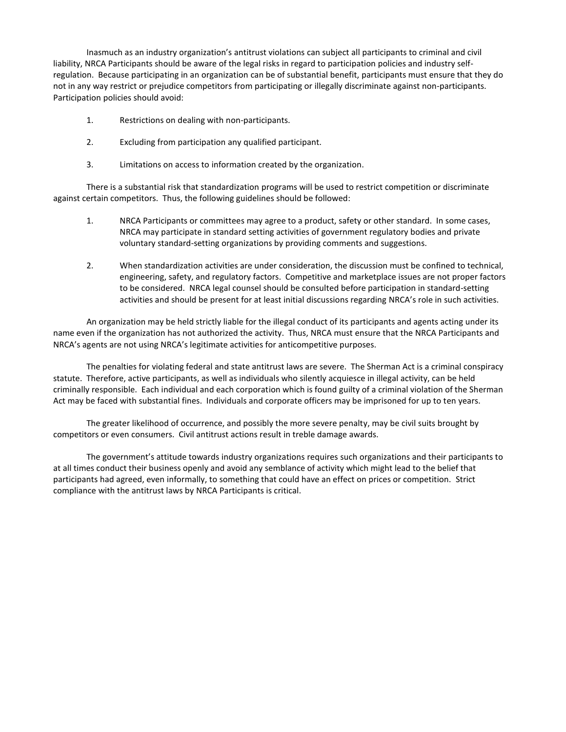Inasmuch as an industry organization's antitrust violations can subject all participants to criminal and civil liability, NRCA Participants should be aware of the legal risks in regard to participation policies and industry self-regulation. Because participating in an organization can be of substantial benefit, participants must ensure that they do not in any way restrict or prejudice competitors from participating or illegally discriminate against non-participants. Participation policies should avoid:

1. Restrictions on dealing with non-participants.

2. Excluding from participation any qualified participant.

3. Limitations on access to information created by the organization.

There is a substantial risk that standardization programs will be used to restrict competition or discriminate against certain competitors. Thus, the following guidelines should be followed:

1. NRCA Participants or committees may agree to a product, safety or other standard. In some cases, NRCA may participate in standard setting activities of government regulatory bodies and private voluntary standard-setting organizations by providing comments and suggestions.

2. When standardization activities are under consideration, the discussion must be confined to technical, engineering, safety, and regulatory factors. Competitive and marketplace issues are not proper factors to be considered. NRCA legal counsel should be consulted before participation in standard-setting activities and should be present for at least initial discussions regarding NRCA's role in such activities.

An organization may be held strictly liable for the illegal conduct of its participants and agents acting under its name even if the organization has not authorized the activity. Thus, NRCA must ensure that the NRCA Participants and NRCA's agents are not using NRCA's legitimate activities for anticompetitive purposes.

The penalties for violating federal and state antitrust laws are severe. The Sherman Act is a criminal conspiracy statute. Therefore, active participants, as well as individuals who silently acquiesce in illegal activity, can be held criminally responsible. Each individual and each corporation which is found guilty of a criminal violation of the Sherman Act may be faced with substantial fines. Individuals and corporate officers may be imprisoned for up to ten years.

The greater likelihood of occurrence, and possibly the more severe penalty, may be civil suits brought by competitors or even consumers. Civil antitrust actions result in treble damage awards.

The government's attitude towards industry organizations requires such organizations and their participants to at all times conduct their business openly and avoid any semblance of activity which might lead to the belief that participants had agreed, even informally, to something that could have an effect on prices or competition. Strict compliance with the antitrust laws by NRCA Participants is critical.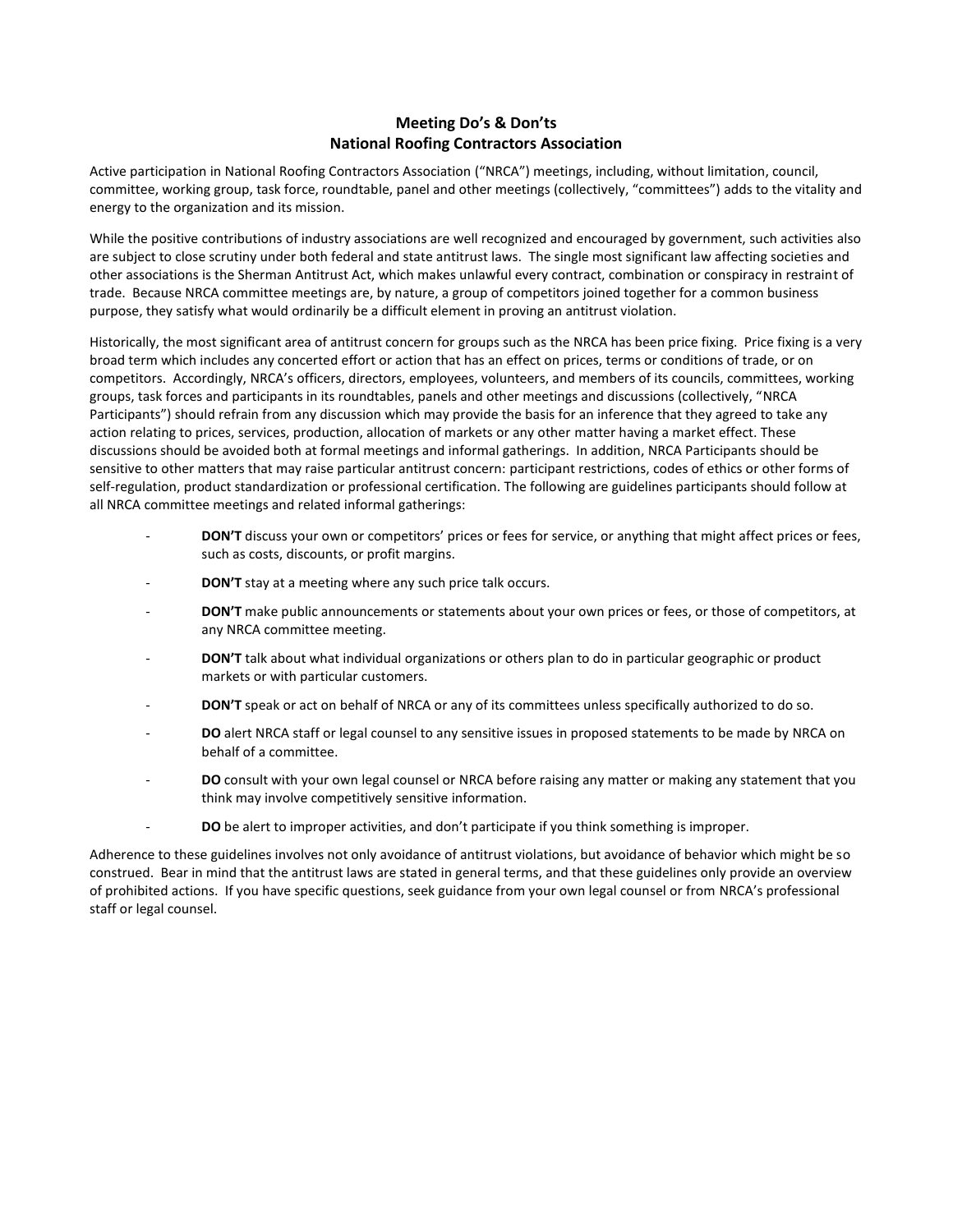## Meeting Do's & Don'ts
## National Roofing Contractors Association

Active participation in National Roofing Contractors Association ("NRCA") meetings, including, without limitation, council, committee, working group, task force, roundtable, panel and other meetings (collectively, "committees") adds to the vitality and energy to the organization and its mission.

While the positive contributions of industry associations are well recognized and encouraged by government, such activities also are subject to close scrutiny under both federal and state antitrust laws. The single most significant law affecting societies and other associations is the Sherman Antitrust Act, which makes unlawful every contract, combination or conspiracy in restraint of trade. Because NRCA committee meetings are, by nature, a group of competitors joined together for a common business purpose, they satisfy what would ordinarily be a difficult element in proving an antitrust violation.

Historically, the most significant area of antitrust concern for groups such as the NRCA has been price fixing. Price fixing is a very broad term which includes any concerted effort or action that has an effect on prices, terms or conditions of trade, or on competitors. Accordingly, NRCA's officers, directors, employees, volunteers, and members of its councils, committees, working groups, task forces and participants in its roundtables, panels and other meetings and discussions (collectively, "NRCA Participants") should refrain from any discussion which may provide the basis for an inference that they agreed to take any action relating to prices, services, production, allocation of markets or any other matter having a market effect. These discussions should be avoided both at formal meetings and informal gatherings. In addition, NRCA Participants should be sensitive to other matters that may raise particular antitrust concern: participant restrictions, codes of ethics or other forms of self-regulation, product standardization or professional certification. The following are guidelines participants should follow at all NRCA committee meetings and related informal gatherings:

- **DON'T** discuss your own or competitors' prices or fees for service, or anything that might affect prices or fees, such as costs, discounts, or profit margins.
- **DON'T** stay at a meeting where any such price talk occurs.
- **DON'T** make public announcements or statements about your own prices or fees, or those of competitors, at any NRCA committee meeting.
- **DON'T** talk about what individual organizations or others plan to do in particular geographic or product markets or with particular customers.
- **DON'T** speak or act on behalf of NRCA or any of its committees unless specifically authorized to do so.
- **DO** alert NRCA staff or legal counsel to any sensitive issues in proposed statements to be made by NRCA on behalf of a committee.
- **DO** consult with your own legal counsel or NRCA before raising any matter or making any statement that you think may involve competitively sensitive information.
- **DO** be alert to improper activities, and don't participate if you think something is improper.

Adherence to these guidelines involves not only avoidance of antitrust violations, but avoidance of behavior which might be so construed. Bear in mind that the antitrust laws are stated in general terms, and that these guidelines only provide an overview of prohibited actions. If you have specific questions, seek guidance from your own legal counsel or from NRCA's professional staff or legal counsel.